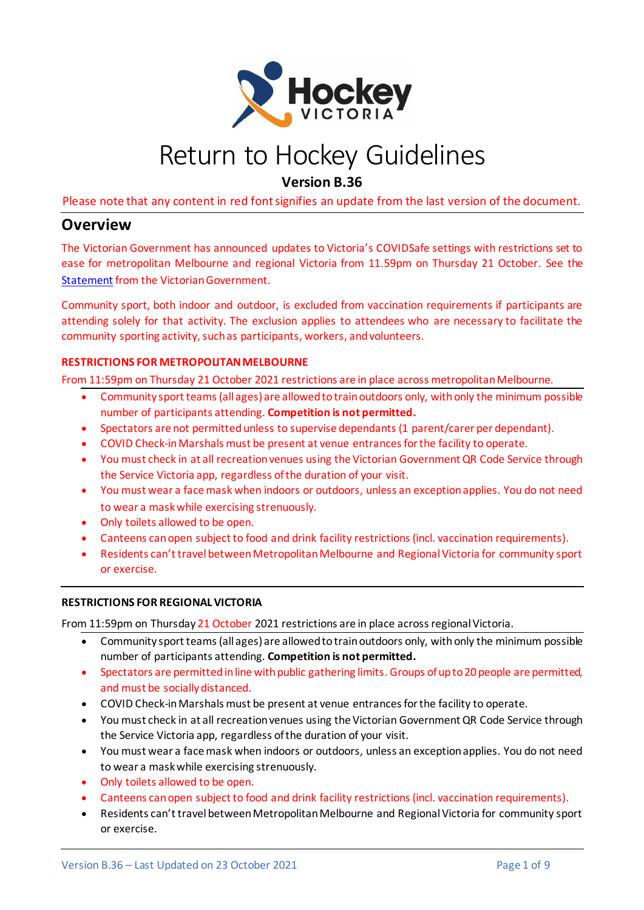# Return to Hockey Guidelines

**Version B.36**

Please note that any content in red font signifies an update from the last version of the document.

## Overview

The Victorian Government has announced updates to Victoria's COVIDSafe settings with restrictions set to ease for metropolitan Melbourne and regional Victoria from 11.59pm on Thursday 21 October. See the Statement from the Victorian Government.

Community sport, both indoor and outdoor, is excluded from vaccination requirements if participants are attending solely for that activity. The exclusion applies to attendees who are necessary to facilitate the community sporting activity, such as participants, workers, and volunteers.

### RESTRICTIONS FOR METROPOLITAN MELBOURNE

From 11:59pm on Thursday 21 October 2021 restrictions are in place across metropolitan Melbourne.

- Community sport teams (all ages) are allowed to train outdoors only, with only the minimum possible number of participants attending. **Competition is not permitted.**
- Spectators are not permitted unless to supervise dependants (1 parent/carer per dependant).
- COVID Check-in Marshals must be present at venue entrances for the facility to operate.
- You must check in at all recreation venues using the Victorian Government QR Code Service through the Service Victoria app, regardless of the duration of your visit.
- You must wear a face mask when indoors or outdoors, unless an exception applies. You do not need to wear a mask while exercising strenuously.
- Only toilets allowed to be open.
- Canteens can open subject to food and drink facility restrictions (incl. vaccination requirements).
- Residents can't travel between Metropolitan Melbourne and Regional Victoria for community sport or exercise.

### RESTRICTIONS FOR REGIONAL VICTORIA

From 11:59pm on Thursday 21 October 2021 restrictions are in place across regional Victoria.

- Community sport teams (all ages) are allowed to train outdoors only, with only the minimum possible number of participants attending. **Competition is not permitted.**
- Spectators are permitted in line with public gathering limits. Groups of up to 20 people are permitted, and must be socially distanced.
- COVID Check-in Marshals must be present at venue entrances for the facility to operate.
- You must check in at all recreation venues using the Victorian Government QR Code Service through the Service Victoria app, regardless of the duration of your visit.
- You must wear a face mask when indoors or outdoors, unless an exception applies. You do not need to wear a mask while exercising strenuously.
- Only toilets allowed to be open.
- Canteens can open subject to food and drink facility restrictions (incl. vaccination requirements).
- Residents can't travel between Metropolitan Melbourne and Regional Victoria for community sport or exercise.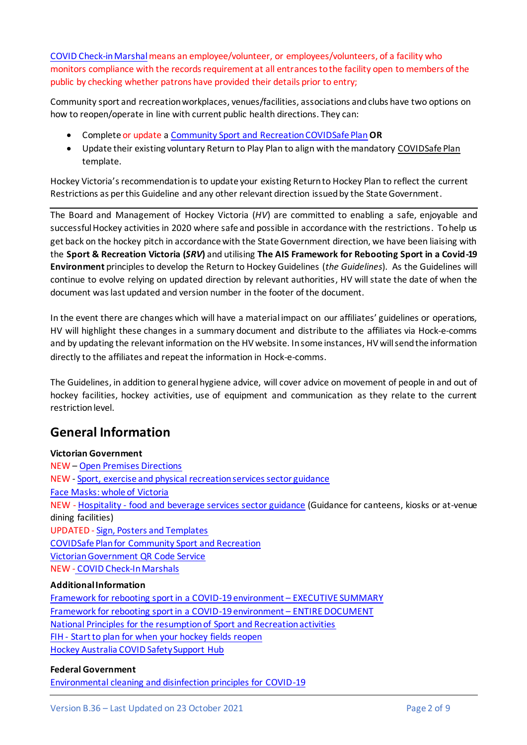COVID Check-in Marshal means an employee/volunteer, or employees/volunteers, of a facility who monitors compliance with the records requirement at all entrances to the facility open to members of the public by checking whether patrons have provided their details prior to entry;

Community sport and recreation workplaces, venues/facilities, associations and clubs have two options on how to reopen/operate in line with current public health directions. They can:

- Complete or update a Community Sport and Recreation COVIDSafe Plan **OR**
- Update their existing voluntary Return to Play Plan to align with the mandatory COVIDSafe Plan template.

Hockey Victoria's recommendation is to update your existing Return to Hockey Plan to reflect the current Restrictions as per this Guideline and any other relevant direction issued by the State Government.

---

The Board and Management of Hockey Victoria (*HV*) are committed to enabling a safe, enjoyable and successful Hockey activities in 2020 where safe and possible in accordance with the restrictions. To help us get back on the hockey pitch in accordance with the State Government direction, we have been liaising with the **Sport & Recreation Victoria (*SRV*)** and utilising **The AIS Framework for Rebooting Sport in a Covid-19 Environment** principles to develop the Return to Hockey Guidelines (*the Guidelines*). As the Guidelines will continue to evolve relying on updated direction by relevant authorities, HV will state the date of when the document was last updated and version number in the footer of the document.

In the event there are changes which will have a material impact on our affiliates' guidelines or operations, HV will highlight these changes in a summary document and distribute to the affiliates via Hock-e-comms and by updating the relevant information on the HV website. In some instances, HV will send the information directly to the affiliates and repeat the information in Hock-e-comms.

The Guidelines, in addition to general hygiene advice, will cover advice on movement of people in and out of hockey facilities, hockey activities, use of equipment and communication as they relate to the current restriction level.

## General Information

**Victorian Government**

NEW – Open Premises Directions
NEW - Sport, exercise and physical recreation services sector guidance
Face Masks: whole of Victoria
NEW - Hospitality - food and beverage services sector guidance (Guidance for canteens, kiosks or at-venue dining facilities)
UPDATED - Sign, Posters and Templates
COVIDSafe Plan for Community Sport and Recreation
Victorian Government QR Code Service
NEW - COVID Check-In Marshals

**Additional Information**

Framework for rebooting sport in a COVID-19 environment – EXECUTIVE SUMMARY
Framework for rebooting sport in a COVID-19 environment – ENTIRE DOCUMENT
National Principles for the resumption of Sport and Recreation activities
FIH - Start to plan for when your hockey fields reopen
Hockey Australia COVID Safety Support Hub

**Federal Government**

Environmental cleaning and disinfection principles for COVID-19

---

Version B.36 – Last Updated on 23 October 2021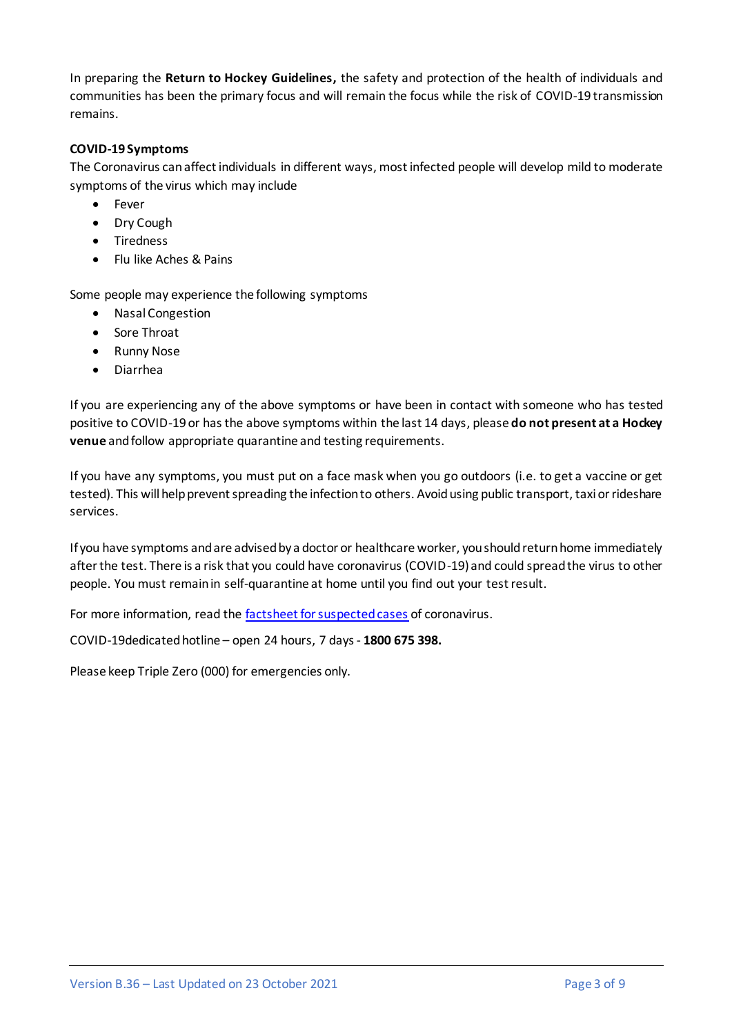In preparing the **Return to Hockey Guidelines,** the safety and protection of the health of individuals and communities has been the primary focus and will remain the focus while the risk of COVID-19 transmission remains.

**COVID-19 Symptoms**

The Coronavirus can affect individuals in different ways, most infected people will develop mild to moderate symptoms of the virus which may include

- Fever
- Dry Cough
- Tiredness
- Flu like Aches & Pains

Some people may experience the following symptoms

- Nasal Congestion
- Sore Throat
- Runny Nose
- Diarrhea

If you are experiencing any of the above symptoms or have been in contact with someone who has tested positive to COVID-19 or has the above symptoms within the last 14 days, please **do not present at a Hockey venue** and follow appropriate quarantine and testing requirements.

If you have any symptoms, you must put on a face mask when you go outdoors (i.e. to get a vaccine or get tested). This will help prevent spreading the infection to others. Avoid using public transport, taxi or rideshare services.

If you have symptoms and are advised by a doctor or healthcare worker, you should return home immediately after the test. There is a risk that you could have coronavirus (COVID-19) and could spread the virus to other people. You must remain in self-quarantine at home until you find out your test result.

For more information, read the factsheet for suspected cases of coronavirus.

COVID-19dedicated hotline – open 24 hours, 7 days - **1800 675 398.**

Please keep Triple Zero (000) for emergencies only.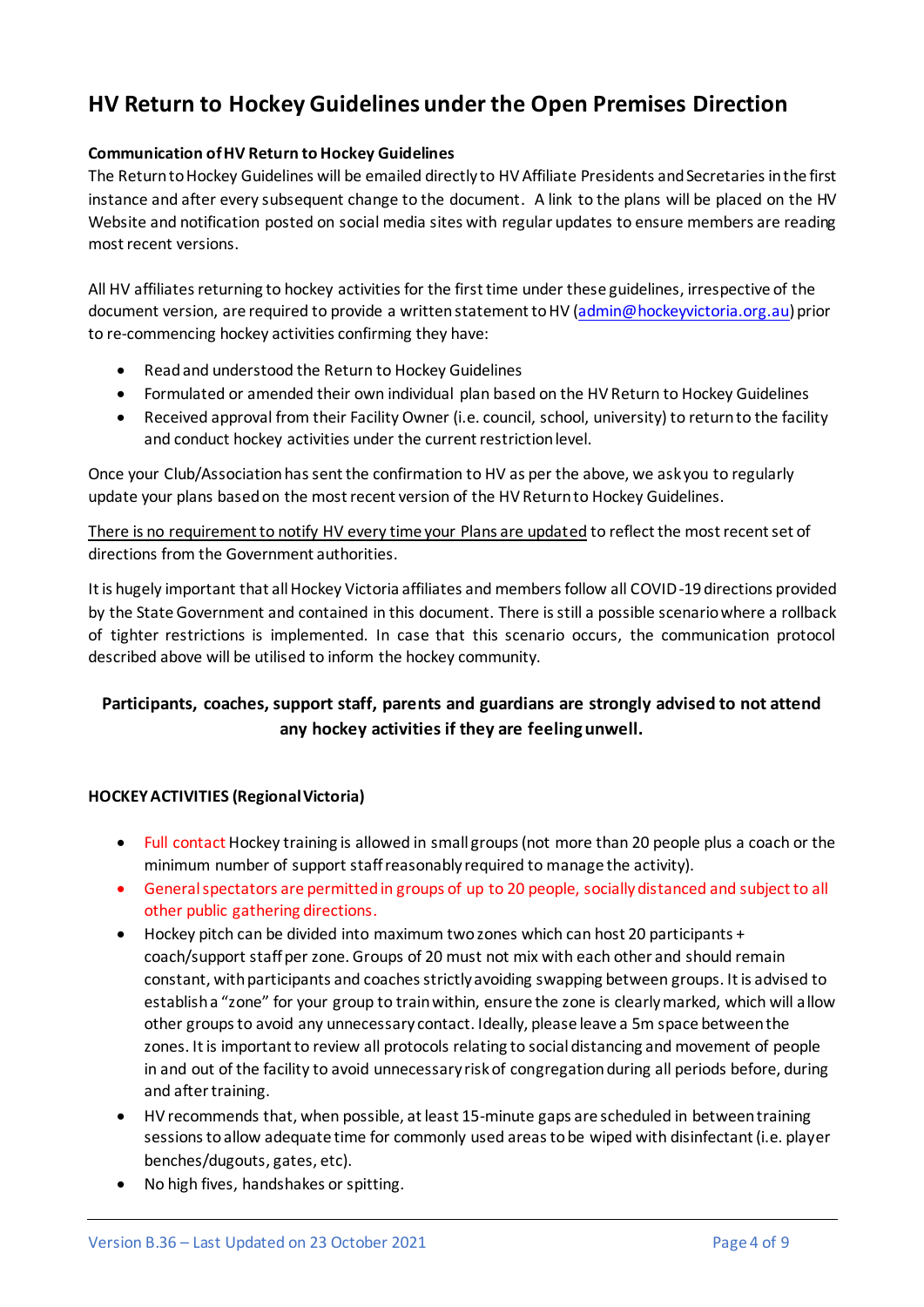# HV Return to Hockey Guidelines under the Open Premises Direction

**Communication of HV Return to Hockey Guidelines**

The Return to Hockey Guidelines will be emailed directly to HV Affiliate Presidents and Secretaries in the first instance and after every subsequent change to the document. A link to the plans will be placed on the HV Website and notification posted on social media sites with regular updates to ensure members are reading most recent versions.

All HV affiliates returning to hockey activities for the first time under these guidelines, irrespective of the document version, are required to provide a written statement to HV (admin@hockeyvictoria.org.au) prior to re-commencing hockey activities confirming they have:

- Read and understood the Return to Hockey Guidelines
- Formulated or amended their own individual plan based on the HV Return to Hockey Guidelines
- Received approval from their Facility Owner (i.e. council, school, university) to return to the facility and conduct hockey activities under the current restriction level.

Once your Club/Association has sent the confirmation to HV as per the above, we ask you to regularly update your plans based on the most recent version of the HV Return to Hockey Guidelines.

<u>There is no requirement to notify HV every time your Plans are updated</u> to reflect the most recent set of directions from the Government authorities.

It is hugely important that all Hockey Victoria affiliates and members follow all COVID-19 directions provided by the State Government and contained in this document. There is still a possible scenario where a rollback of tighter restrictions is implemented. In case that this scenario occurs, the communication protocol described above will be utilised to inform the hockey community.

**Participants, coaches, support staff, parents and guardians are strongly advised to not attend any hockey activities if they are feeling unwell.**

**HOCKEY ACTIVITIES (Regional Victoria)**

- Full contact Hockey training is allowed in small groups (not more than 20 people plus a coach or the minimum number of support staff reasonably required to manage the activity).
- General spectators are permitted in groups of up to 20 people, socially distanced and subject to all other public gathering directions.
- Hockey pitch can be divided into maximum two zones which can host 20 participants + coach/support staff per zone. Groups of 20 must not mix with each other and should remain constant, with participants and coaches strictly avoiding swapping between groups. It is advised to establish a "zone" for your group to train within, ensure the zone is clearly marked, which will allow other groups to avoid any unnecessary contact. Ideally, please leave a 5m space between the zones. It is important to review all protocols relating to social distancing and movement of people in and out of the facility to avoid unnecessary risk of congregation during all periods before, during and after training.
- HV recommends that, when possible, at least 15-minute gaps are scheduled in between training sessions to allow adequate time for commonly used areas to be wiped with disinfectant (i.e. player benches/dugouts, gates, etc).
- No high fives, handshakes or spitting.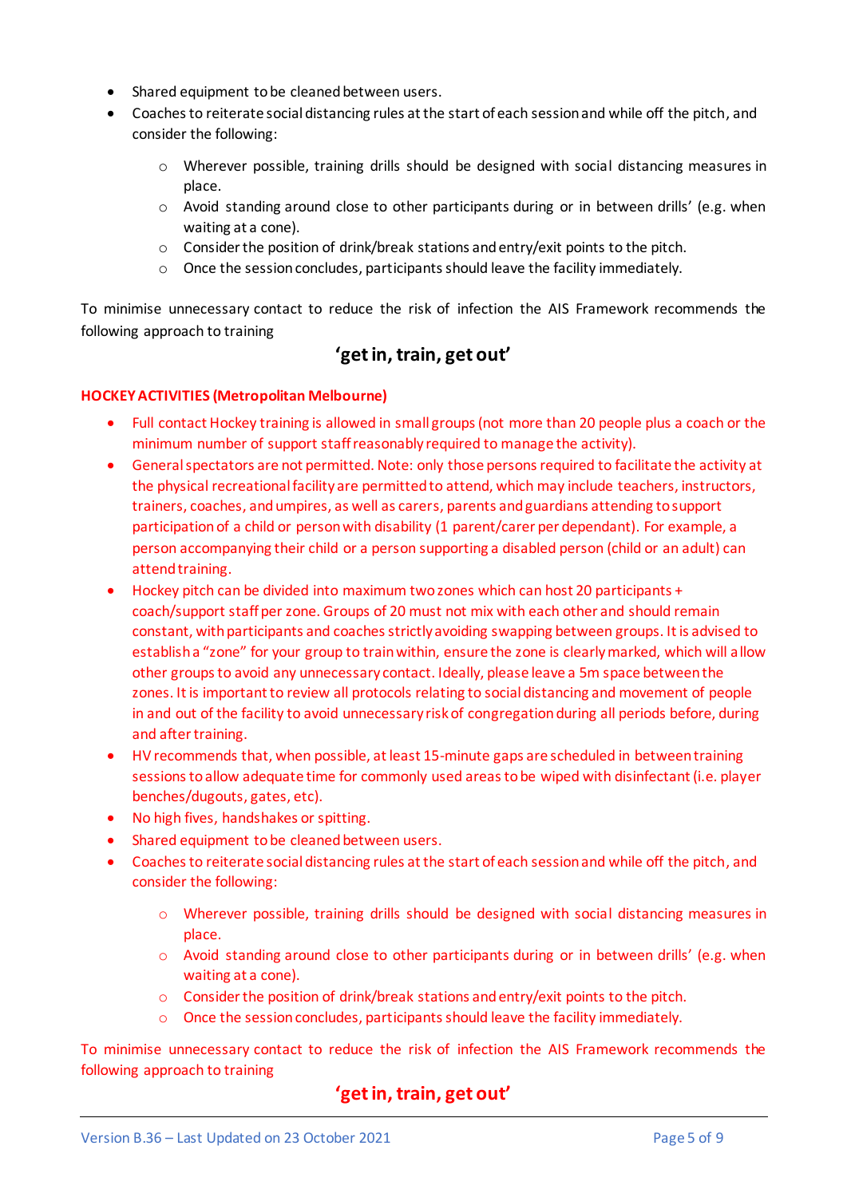- Shared equipment to be cleaned between users.
- Coaches to reiterate social distancing rules at the start of each session and while off the pitch, and consider the following:
  - Wherever possible, training drills should be designed with social distancing measures in place.
  - Avoid standing around close to other participants during or in between drills' (e.g. when waiting at a cone).
  - Consider the position of drink/break stations and entry/exit points to the pitch.
  - Once the session concludes, participants should leave the facility immediately.

To minimise unnecessary contact to reduce the risk of infection the AIS Framework recommends the following approach to training

## 'get in, train, get out'

**HOCKEY ACTIVITIES (Metropolitan Melbourne)**

- Full contact Hockey training is allowed in small groups (not more than 20 people plus a coach or the minimum number of support staff reasonably required to manage the activity).
- General spectators are not permitted. Note: only those persons required to facilitate the activity at the physical recreational facility are permitted to attend, which may include teachers, instructors, trainers, coaches, and umpires, as well as carers, parents and guardians attending to support participation of a child or person with disability (1 parent/carer per dependant). For example, a person accompanying their child or a person supporting a disabled person (child or an adult) can attend training.
- Hockey pitch can be divided into maximum two zones which can host 20 participants + coach/support staff per zone. Groups of 20 must not mix with each other and should remain constant, with participants and coaches strictly avoiding swapping between groups. It is advised to establish a "zone" for your group to train within, ensure the zone is clearly marked, which will allow other groups to avoid any unnecessary contact. Ideally, please leave a 5m space between the zones. It is important to review all protocols relating to social distancing and movement of people in and out of the facility to avoid unnecessary risk of congregation during all periods before, during and after training.
- HV recommends that, when possible, at least 15-minute gaps are scheduled in between training sessions to allow adequate time for commonly used areas to be wiped with disinfectant (i.e. player benches/dugouts, gates, etc).
- No high fives, handshakes or spitting.
- Shared equipment to be cleaned between users.
- Coaches to reiterate social distancing rules at the start of each session and while off the pitch, and consider the following:
  - Wherever possible, training drills should be designed with social distancing measures in place.
  - Avoid standing around close to other participants during or in between drills' (e.g. when waiting at a cone).
  - Consider the position of drink/break stations and entry/exit points to the pitch.
  - Once the session concludes, participants should leave the facility immediately.

To minimise unnecessary contact to reduce the risk of infection the AIS Framework recommends the following approach to training

## 'get in, train, get out'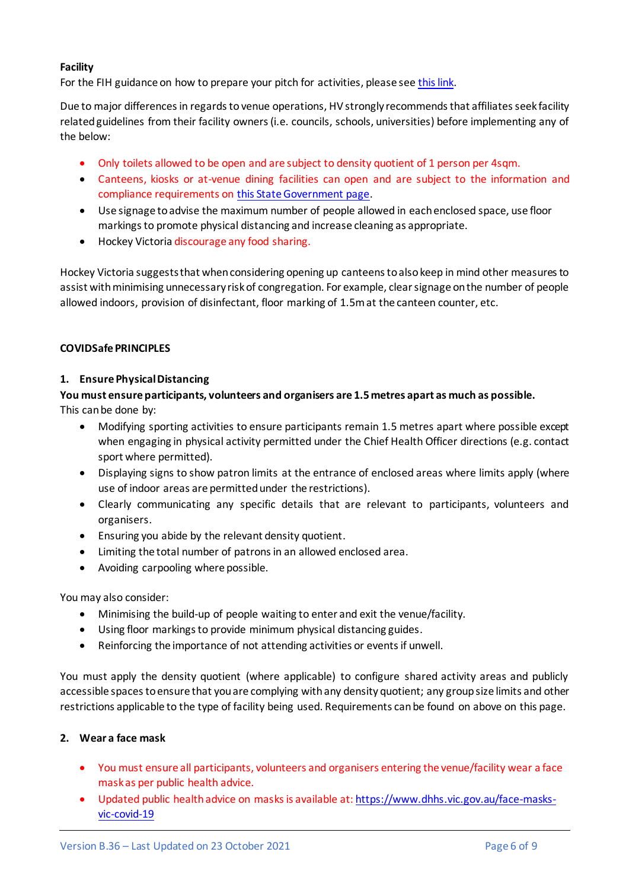**Facility**

For the FIH guidance on how to prepare your pitch for activities, please see this link.

Due to major differences in regards to venue operations, HV strongly recommends that affiliates seek facility related guidelines from their facility owners (i.e. councils, schools, universities) before implementing any of the below:

- Only toilets allowed to be open and are subject to density quotient of 1 person per 4sqm.
- Canteens, kiosks or at-venue dining facilities can open and are subject to the information and compliance requirements on this State Government page.
- Use signage to advise the maximum number of people allowed in each enclosed space, use floor markings to promote physical distancing and increase cleaning as appropriate.
- Hockey Victoria discourage any food sharing.

Hockey Victoria suggests that when considering opening up canteens to also keep in mind other measures to assist with minimising unnecessary risk of congregation. For example, clear signage on the number of people allowed indoors, provision of disinfectant, floor marking of 1.5m at the canteen counter, etc.

**COVIDSafe PRINCIPLES**

**1. Ensure Physical Distancing**

**You must ensure participants, volunteers and organisers are 1.5 metres apart as much as possible.**

This can be done by:

- Modifying sporting activities to ensure participants remain 1.5 metres apart where possible except when engaging in physical activity permitted under the Chief Health Officer directions (e.g. contact sport where permitted).
- Displaying signs to show patron limits at the entrance of enclosed areas where limits apply (where use of indoor areas are permitted under the restrictions).
- Clearly communicating any specific details that are relevant to participants, volunteers and organisers.
- Ensuring you abide by the relevant density quotient.
- Limiting the total number of patrons in an allowed enclosed area.
- Avoiding carpooling where possible.

You may also consider:

- Minimising the build-up of people waiting to enter and exit the venue/facility.
- Using floor markings to provide minimum physical distancing guides.
- Reinforcing the importance of not attending activities or events if unwell.

You must apply the density quotient (where applicable) to configure shared activity areas and publicly accessible spaces to ensure that you are complying with any density quotient; any group size limits and other restrictions applicable to the type of facility being used. Requirements can be found on above on this page.

**2. Wear a face mask**

- You must ensure all participants, volunteers and organisers entering the venue/facility wear a face mask as per public health advice.
- Updated public health advice on masks is available at: https://www.dhhs.vic.gov.au/face-masks-vic-covid-19

Version B.36 – Last Updated on 23 October 2021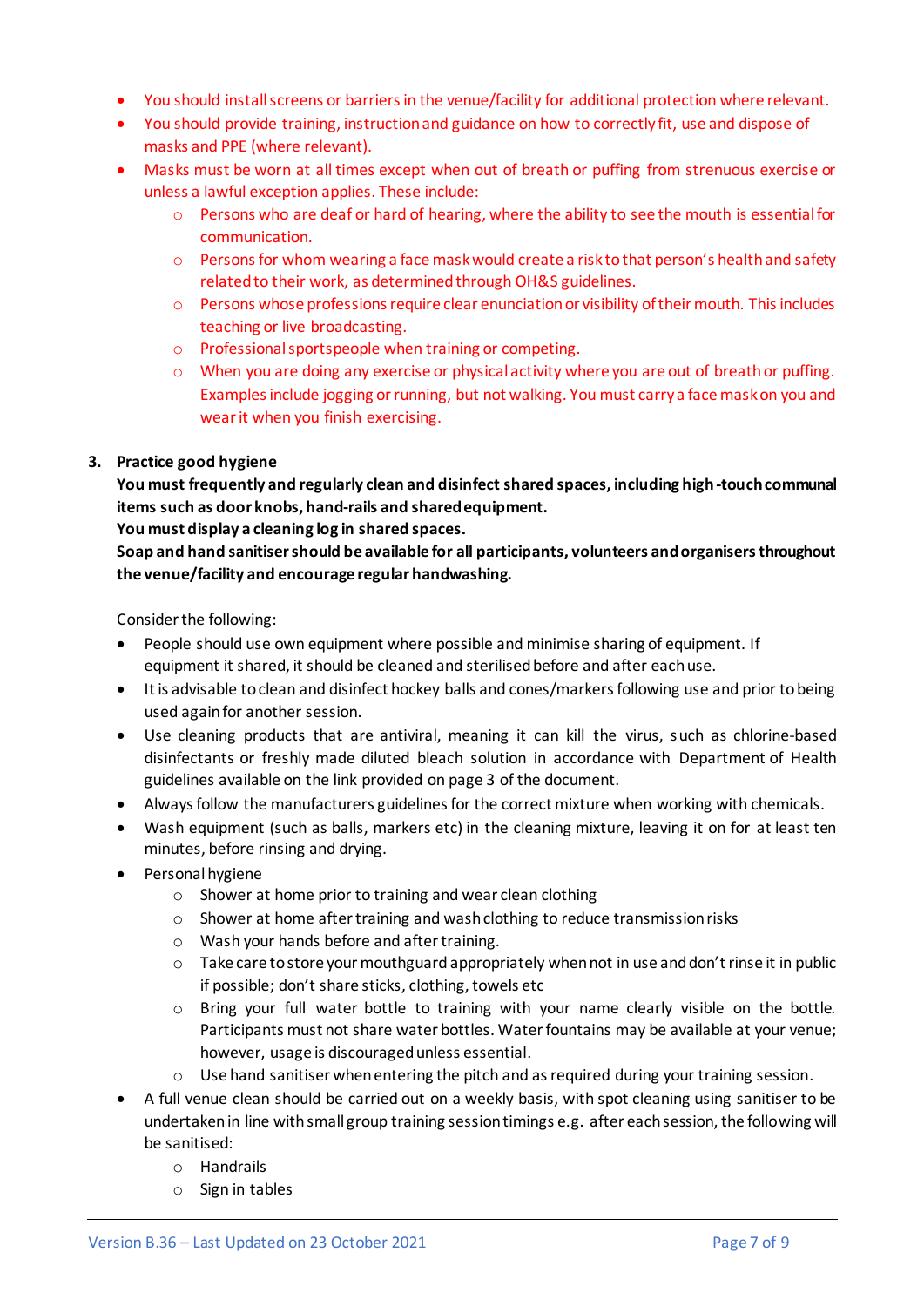- You should install screens or barriers in the venue/facility for additional protection where relevant.
- You should provide training, instruction and guidance on how to correctly fit, use and dispose of masks and PPE (where relevant).
- Masks must be worn at all times except when out of breath or puffing from strenuous exercise or unless a lawful exception applies. These include:
  - Persons who are deaf or hard of hearing, where the ability to see the mouth is essential for communication.
  - Persons for whom wearing a face mask would create a risk to that person's health and safety related to their work, as determined through OH&S guidelines.
  - Persons whose professions require clear enunciation or visibility of their mouth. This includes teaching or live broadcasting.
  - Professional sportspeople when training or competing.
  - When you are doing any exercise or physical activity where you are out of breath or puffing. Examples include jogging or running, but not walking. You must carry a face mask on you and wear it when you finish exercising.

3. **Practice good hygiene**

   **You must frequently and regularly clean and disinfect shared spaces, including high-touch communal items such as door knobs, hand-rails and shared equipment.**

   **You must display a cleaning log in shared spaces.**

   **Soap and hand sanitiser should be available for all participants, volunteers and organisers throughout the venue/facility and encourage regular handwashing.**

   Consider the following:

- People should use own equipment where possible and minimise sharing of equipment. If equipment it shared, it should be cleaned and sterilised before and after each use.
- It is advisable to clean and disinfect hockey balls and cones/markers following use and prior to being used again for another session.
- Use cleaning products that are antiviral, meaning it can kill the virus, such as chlorine-based disinfectants or freshly made diluted bleach solution in accordance with Department of Health guidelines available on the link provided on page 3 of the document.
- Always follow the manufacturers guidelines for the correct mixture when working with chemicals.
- Wash equipment (such as balls, markers etc) in the cleaning mixture, leaving it on for at least ten minutes, before rinsing and drying.
- Personal hygiene
  - Shower at home prior to training and wear clean clothing
  - Shower at home after training and wash clothing to reduce transmission risks
  - Wash your hands before and after training.
  - Take care to store your mouthguard appropriately when not in use and don't rinse it in public if possible; don't share sticks, clothing, towels etc
  - Bring your full water bottle to training with your name clearly visible on the bottle. Participants must not share water bottles. Water fountains may be available at your venue; however, usage is discouraged unless essential.
  - Use hand sanitiser when entering the pitch and as required during your training session.
- A full venue clean should be carried out on a weekly basis, with spot cleaning using sanitiser to be undertaken in line with small group training session timings e.g. after each session, the following will be sanitised:
  - Handrails
  - Sign in tables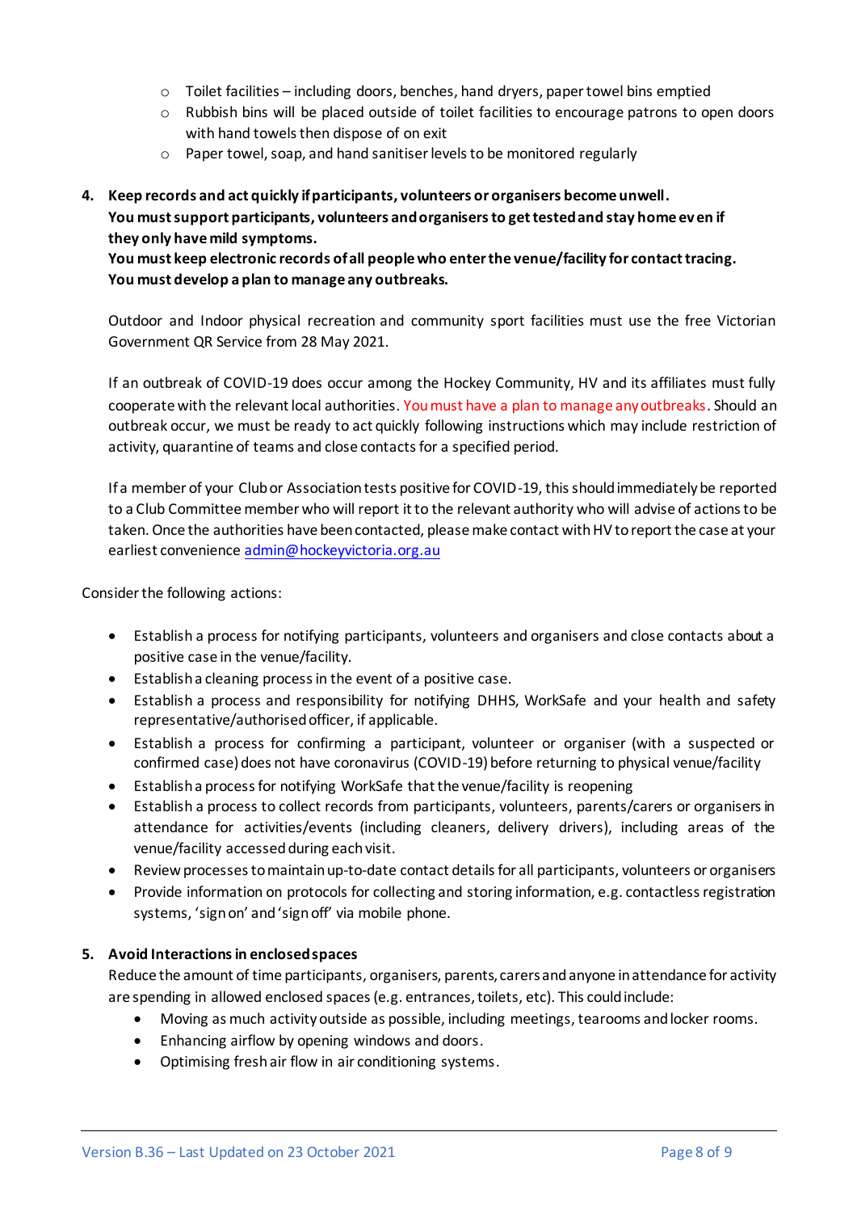- Toilet facilities – including doors, benches, hand dryers, paper towel bins emptied
  - Rubbish bins will be placed outside of toilet facilities to encourage patrons to open doors with hand towels then dispose of on exit
  - Paper towel, soap, and hand sanitiser levels to be monitored regularly

4. **Keep records and act quickly if participants, volunteers or organisers become unwell.**
   **You must support participants, volunteers and organisers to get tested and stay home even if they only have mild symptoms.**
   **You must keep electronic records of all people who enter the venue/facility for contact tracing.**
   **You must develop a plan to manage any outbreaks.**

   Outdoor and Indoor physical recreation and community sport facilities must use the free Victorian Government QR Service from 28 May 2021.

   If an outbreak of COVID-19 does occur among the Hockey Community, HV and its affiliates must fully cooperate with the relevant local authorities. You must have a plan to manage any outbreaks. Should an outbreak occur, we must be ready to act quickly following instructions which may include restriction of activity, quarantine of teams and close contacts for a specified period.

   If a member of your Club or Association tests positive for COVID-19, this should immediately be reported to a Club Committee member who will report it to the relevant authority who will advise of actions to be taken. Once the authorities have been contacted, please make contact with HV to report the case at your earliest convenience admin@hockeyvictoria.org.au

Consider the following actions:

- Establish a process for notifying participants, volunteers and organisers and close contacts about a positive case in the venue/facility.
- Establish a cleaning process in the event of a positive case.
- Establish a process and responsibility for notifying DHHS, WorkSafe and your health and safety representative/authorised officer, if applicable.
- Establish a process for confirming a participant, volunteer or organiser (with a suspected or confirmed case) does not have coronavirus (COVID-19) before returning to physical venue/facility
- Establish a process for notifying WorkSafe that the venue/facility is reopening
- Establish a process to collect records from participants, volunteers, parents/carers or organisers in attendance for activities/events (including cleaners, delivery drivers), including areas of the venue/facility accessed during each visit.
- Review processes to maintain up-to-date contact details for all participants, volunteers or organisers
- Provide information on protocols for collecting and storing information, e.g. contactless registration systems, 'sign on' and 'sign off' via mobile phone.

5. **Avoid Interactions in enclosed spaces**
   Reduce the amount of time participants, organisers, parents, carers and anyone in attendance for activity are spending in allowed enclosed spaces (e.g. entrances, toilets, etc). This could include:
   - Moving as much activity outside as possible, including meetings, tearooms and locker rooms.
   - Enhancing airflow by opening windows and doors.
   - Optimising fresh air flow in air conditioning systems.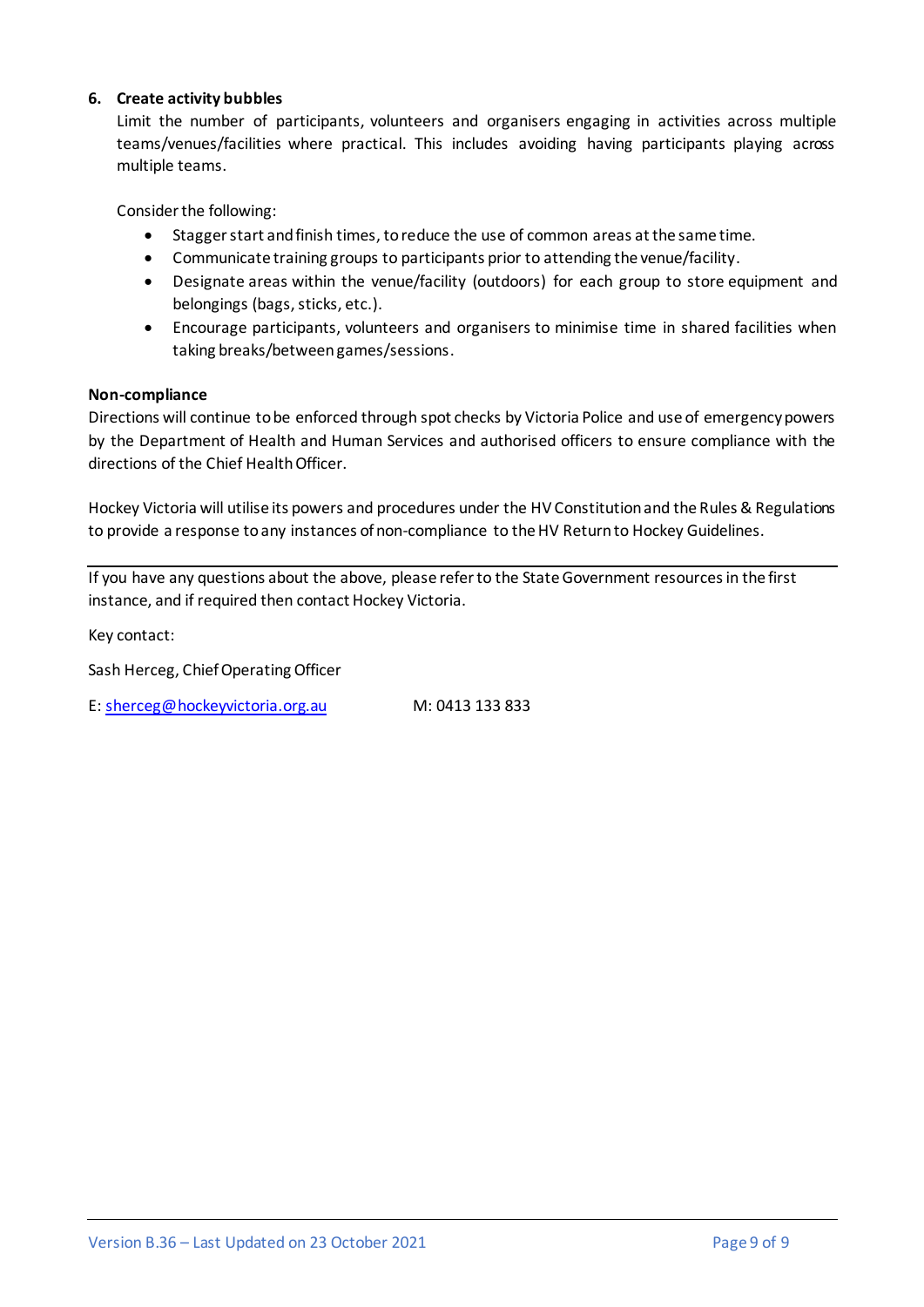6. **Create activity bubbles**

   Limit the number of participants, volunteers and organisers engaging in activities across multiple teams/venues/facilities where practical. This includes avoiding having participants playing across multiple teams.

   Consider the following:

   - Stagger start and finish times, to reduce the use of common areas at the same time.
   - Communicate training groups to participants prior to attending the venue/facility.
   - Designate areas within the venue/facility (outdoors) for each group to store equipment and belongings (bags, sticks, etc.).
   - Encourage participants, volunteers and organisers to minimise time in shared facilities when taking breaks/between games/sessions.

**Non-compliance**

Directions will continue to be enforced through spot checks by Victoria Police and use of emergency powers by the Department of Health and Human Services and authorised officers to ensure compliance with the directions of the Chief Health Officer.

Hockey Victoria will utilise its powers and procedures under the HV Constitution and the Rules & Regulations to provide a response to any instances of non-compliance to the HV Return to Hockey Guidelines.

---

If you have any questions about the above, please refer to the State Government resources in the first instance, and if required then contact Hockey Victoria.

Key contact:

Sash Herceg, Chief Operating Officer

E: sherceg@hockeyvictoria.org.au M: 0413 133 833

Version B.36 – Last Updated on 23 October 2021